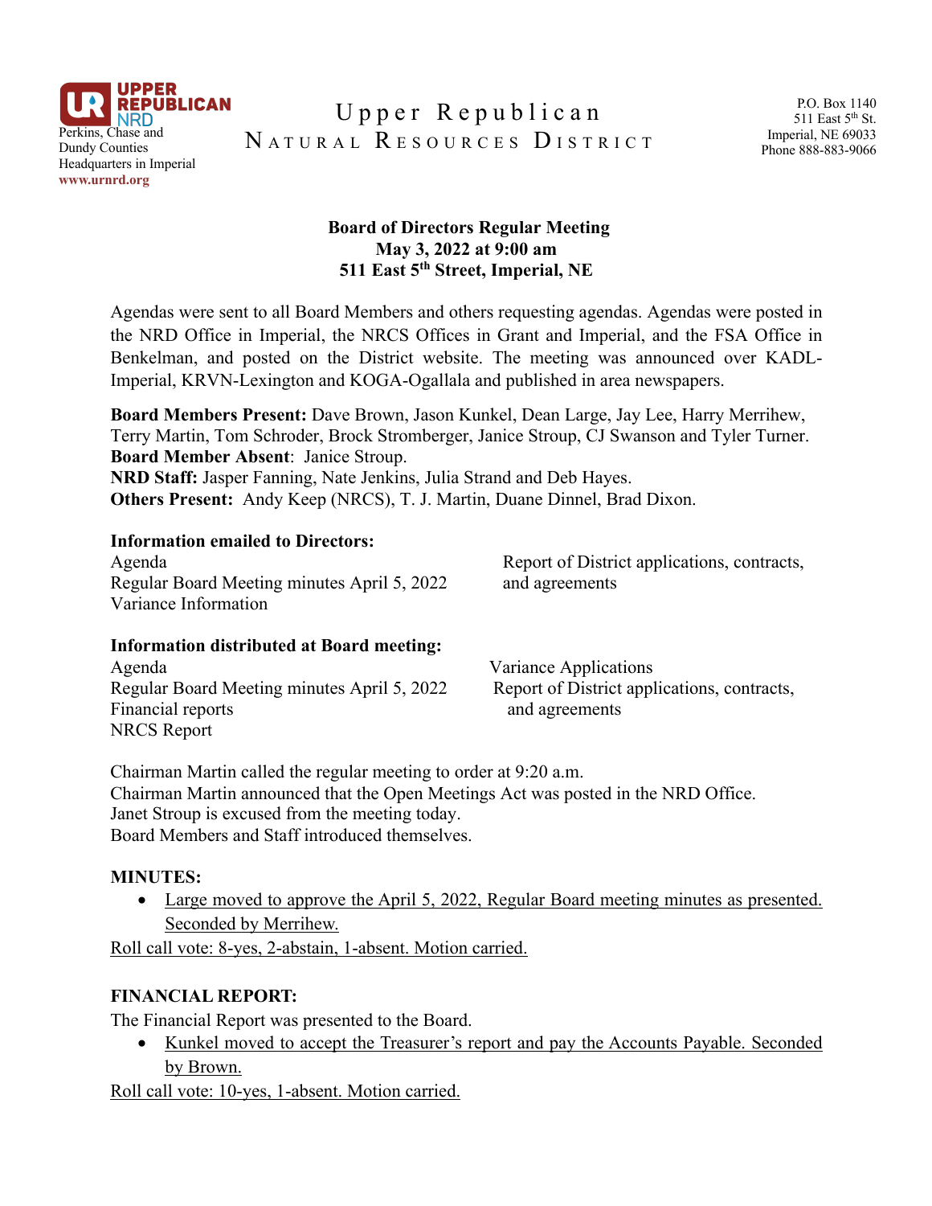**UPPER REPUBLICAN NRD**
Perkins, Chase and Dundy Counties
Headquarters in Imperial
www.urnrd.org

# Upper Republican NATURAL RESOURCES DISTRICT

P.O. Box 1140
511 East 5th St.
Imperial, NE 69033
Phone 888-883-9066

**Board of Directors Regular Meeting**
**May 3, 2022 at 9:00 am**
**511 East 5th Street, Imperial, NE**

Agendas were sent to all Board Members and others requesting agendas. Agendas were posted in the NRD Office in Imperial, the NRCS Offices in Grant and Imperial, and the FSA Office in Benkelman, and posted on the District website. The meeting was announced over KADL-Imperial, KRVN-Lexington and KOGA-Ogallala and published in area newspapers.

**Board Members Present:** Dave Brown, Jason Kunkel, Dean Large, Jay Lee, Harry Merrihew, Terry Martin, Tom Schroder, Brock Stromberger, Janice Stroup, CJ Swanson and Tyler Turner.
**Board Member Absent**: Janice Stroup.
**NRD Staff:** Jasper Fanning, Nate Jenkins, Julia Strand and Deb Hayes.
**Others Present:** Andy Keep (NRCS), T. J. Martin, Duane Dinnel, Brad Dixon.

**Information emailed to Directors:**
Agenda
Regular Board Meeting minutes April 5, 2022
Variance Information
Report of District applications, contracts, and agreements

**Information distributed at Board meeting:**
Agenda
Regular Board Meeting minutes April 5, 2022
Financial reports
NRCS Report
Variance Applications
Report of District applications, contracts, and agreements

Chairman Martin called the regular meeting to order at 9:20 a.m.
Chairman Martin announced that the Open Meetings Act was posted in the NRD Office.
Janet Stroup is excused from the meeting today.
Board Members and Staff introduced themselves.

**MINUTES:**

- <u>Large moved to approve the April 5, 2022, Regular Board meeting minutes as presented. Seconded by Merrihew.</u>

<u>Roll call vote: 8-yes, 2-abstain, 1-absent. Motion carried.</u>

**FINANCIAL REPORT:**

The Financial Report was presented to the Board.

- <u>Kunkel moved to accept the Treasurer's report and pay the Accounts Payable. Seconded by Brown.</u>

<u>Roll call vote: 10-yes, 1-absent. Motion carried.</u>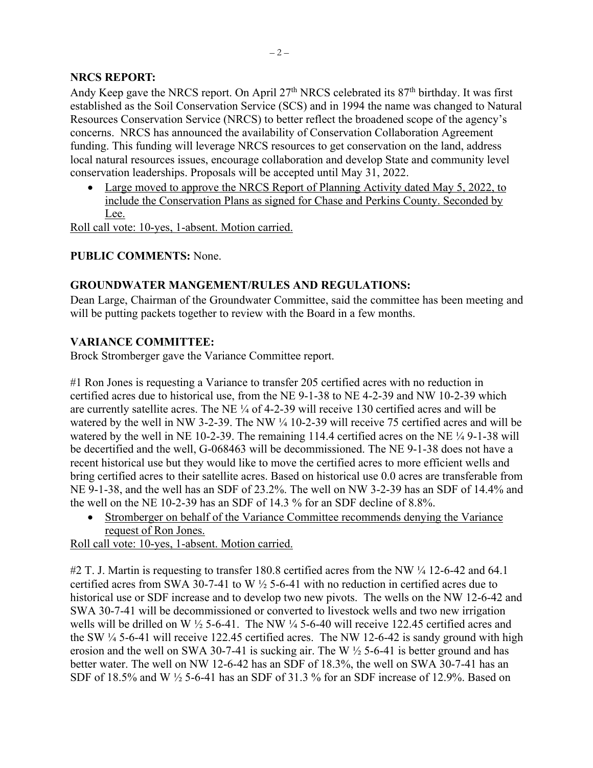**NRCS REPORT:**

Andy Keep gave the NRCS report. On April 27th NRCS celebrated its 87th birthday. It was first established as the Soil Conservation Service (SCS) and in 1994 the name was changed to Natural Resources Conservation Service (NRCS) to better reflect the broadened scope of the agency's concerns. NRCS has announced the availability of Conservation Collaboration Agreement funding. This funding will leverage NRCS resources to get conservation on the land, address local natural resources issues, encourage collaboration and develop State and community level conservation leaderships. Proposals will be accepted until May 31, 2022.

- Large moved to approve the NRCS Report of Planning Activity dated May 5, 2022, to include the Conservation Plans as signed for Chase and Perkins County. Seconded by Lee.

Roll call vote: 10-yes, 1-absent. Motion carried.

**PUBLIC COMMENTS:** None.

**GROUNDWATER MANGEMENT/RULES AND REGULATIONS:**

Dean Large, Chairman of the Groundwater Committee, said the committee has been meeting and will be putting packets together to review with the Board in a few months.

**VARIANCE COMMITTEE:**

Brock Stromberger gave the Variance Committee report.

#1 Ron Jones is requesting a Variance to transfer 205 certified acres with no reduction in certified acres due to historical use, from the NE 9-1-38 to NE 4-2-39 and NW 10-2-39 which are currently satellite acres. The NE ¼ of 4-2-39 will receive 130 certified acres and will be watered by the well in NW 3-2-39. The NW ¼ 10-2-39 will receive 75 certified acres and will be watered by the well in NE 10-2-39. The remaining 114.4 certified acres on the NE ¼ 9-1-38 will be decertified and the well, G-068463 will be decommissioned. The NE 9-1-38 does not have a recent historical use but they would like to move the certified acres to more efficient wells and bring certified acres to their satellite acres. Based on historical use 0.0 acres are transferable from NE 9-1-38, and the well has an SDF of 23.2%. The well on NW 3-2-39 has an SDF of 14.4% and the well on the NE 10-2-39 has an SDF of 14.3 % for an SDF decline of 8.8%.

- Stromberger on behalf of the Variance Committee recommends denying the Variance request of Ron Jones.

Roll call vote: 10-yes, 1-absent. Motion carried.

#2 T. J. Martin is requesting to transfer 180.8 certified acres from the NW ¼ 12-6-42 and 64.1 certified acres from SWA 30-7-41 to W ½ 5-6-41 with no reduction in certified acres due to historical use or SDF increase and to develop two new pivots. The wells on the NW 12-6-42 and SWA 30-7-41 will be decommissioned or converted to livestock wells and two new irrigation wells will be drilled on W ½ 5-6-41. The NW ¼ 5-6-40 will receive 122.45 certified acres and the SW ¼ 5-6-41 will receive 122.45 certified acres. The NW 12-6-42 is sandy ground with high erosion and the well on SWA 30-7-41 is sucking air. The W ½ 5-6-41 is better ground and has better water. The well on NW 12-6-42 has an SDF of 18.3%, the well on SWA 30-7-41 has an SDF of 18.5% and W ½ 5-6-41 has an SDF of 31.3 % for an SDF increase of 12.9%. Based on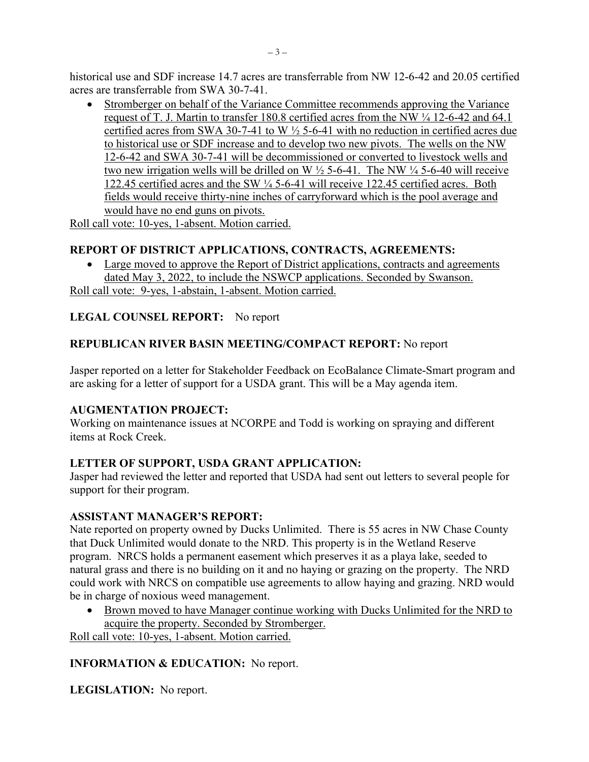historical use and SDF increase 14.7 acres are transferrable from NW 12-6-42 and 20.05 certified acres are transferrable from SWA 30-7-41.

- Stromberger on behalf of the Variance Committee recommends approving the Variance request of T. J. Martin to transfer 180.8 certified acres from the NW ¼ 12-6-42 and 64.1 certified acres from SWA 30-7-41 to W ½ 5-6-41 with no reduction in certified acres due to historical use or SDF increase and to develop two new pivots. The wells on the NW 12-6-42 and SWA 30-7-41 will be decommissioned or converted to livestock wells and two new irrigation wells will be drilled on W ½ 5-6-41. The NW ¼ 5-6-40 will receive 122.45 certified acres and the SW ¼ 5-6-41 will receive 122.45 certified acres. Both fields would receive thirty-nine inches of carryforward which is the pool average and would have no end guns on pivots.

Roll call vote: 10-yes, 1-absent. Motion carried.

**REPORT OF DISTRICT APPLICATIONS, CONTRACTS, AGREEMENTS:**

- Large moved to approve the Report of District applications, contracts and agreements dated May 3, 2022, to include the NSWCP applications. Seconded by Swanson.

Roll call vote: 9-yes, 1-abstain, 1-absent. Motion carried.

**LEGAL COUNSEL REPORT:** No report

**REPUBLICAN RIVER BASIN MEETING/COMPACT REPORT:** No report

Jasper reported on a letter for Stakeholder Feedback on EcoBalance Climate-Smart program and are asking for a letter of support for a USDA grant. This will be a May agenda item.

**AUGMENTATION PROJECT:**
Working on maintenance issues at NCORPE and Todd is working on spraying and different items at Rock Creek.

**LETTER OF SUPPORT, USDA GRANT APPLICATION:**
Jasper had reviewed the letter and reported that USDA had sent out letters to several people for support for their program.

**ASSISTANT MANAGER'S REPORT:**
Nate reported on property owned by Ducks Unlimited. There is 55 acres in NW Chase County that Duck Unlimited would donate to the NRD. This property is in the Wetland Reserve program. NRCS holds a permanent easement which preserves it as a playa lake, seeded to natural grass and there is no building on it and no haying or grazing on the property. The NRD could work with NRCS on compatible use agreements to allow haying and grazing. NRD would be in charge of noxious weed management.

- Brown moved to have Manager continue working with Ducks Unlimited for the NRD to acquire the property. Seconded by Stromberger.

Roll call vote: 10-yes, 1-absent. Motion carried.

**INFORMATION & EDUCATION:** No report.

**LEGISLATION:** No report.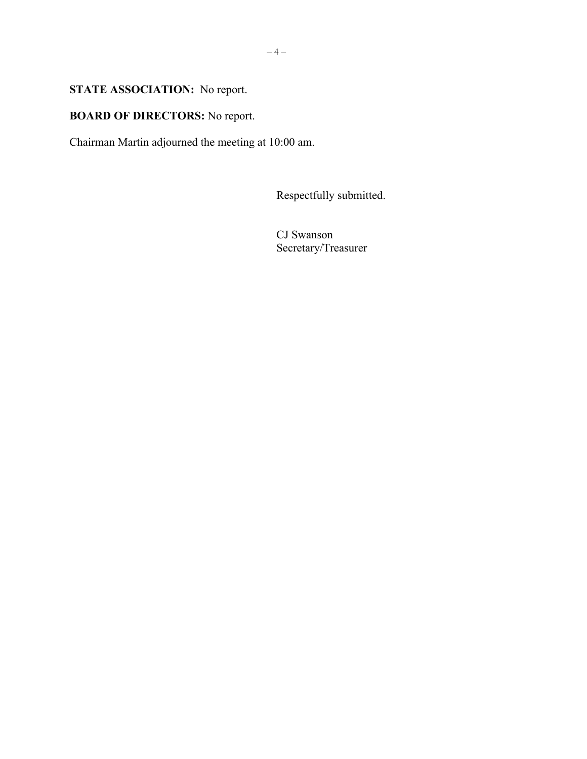**STATE ASSOCIATION:** No report.

**BOARD OF DIRECTORS:** No report.

Chairman Martin adjourned the meeting at 10:00 am.

Respectfully submitted.

CJ Swanson
Secretary/Treasurer